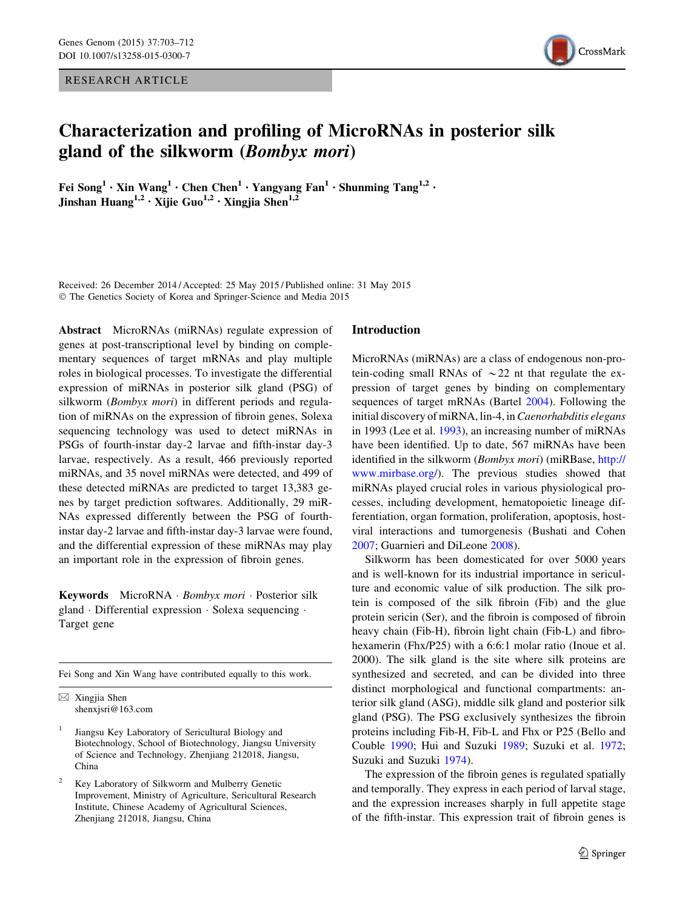RESEARCH ARTICLE

# Characterization and profiling of MicroRNAs in posterior silk gland of the silkworm (*Bombyx mori*)

**Fei Song[1] · Xin Wang[1] · Chen Chen[1] · Yangyang Fan[1] · Shunming Tang[1,2] · Jinshan Huang[1,2] · Xijie Guo[1,2] · Xingjia Shen[1,2]**

Received: 26 December 2014 / Accepted: 25 May 2015 / Published online: 31 May 2015
© The Genetics Society of Korea and Springer-Science and Media 2015

**Abstract** MicroRNAs (miRNAs) regulate expression of genes at post-transcriptional level by binding on complementary sequences of target mRNAs and play multiple roles in biological processes. To investigate the differential expression of miRNAs in posterior silk gland (PSG) of silkworm (*Bombyx mori*) in different periods and regulation of miRNAs on the expression of fibroin genes, Solexa sequencing technology was used to detect miRNAs in PSGs of fourth-instar day-2 larvae and fifth-instar day-3 larvae, respectively. As a result, 466 previously reported miRNAs, and 35 novel miRNAs were detected, and 499 of these detected miRNAs are predicted to target 13,383 genes by target prediction softwares. Additionally, 29 miRNAs expressed differently between the PSG of fourth-instar day-2 larvae and fifth-instar day-3 larvae were found, and the differential expression of these miRNAs may play an important role in the expression of fibroin genes.

**Keywords** MicroRNA · *Bombyx mori* · Posterior silk gland · Differential expression · Solexa sequencing · Target gene

Fei Song and Xin Wang have contributed equally to this work.

✉ Xingjia Shen
shenxjsri@163.com

[1] Jiangsu Key Laboratory of Sericultural Biology and Biotechnology, School of Biotechnology, Jiangsu University of Science and Technology, Zhenjiang 212018, Jiangsu, China

[2] Key Laboratory of Silkworm and Mulberry Genetic Improvement, Ministry of Agriculture, Sericultural Research Institute, Chinese Academy of Agricultural Sciences, Zhenjiang 212018, Jiangsu, China

## Introduction

MicroRNAs (miRNAs) are a class of endogenous non-protein-coding small RNAs of $\sim$22 nt that regulate the expression of target genes by binding on complementary sequences of target mRNAs (Bartel 2004). Following the initial discovery of miRNA, lin-4, in *Caenorhabditis elegans* in 1993 (Lee et al. 1993), an increasing number of miRNAs have been identified. Up to date, 567 miRNAs have been identified in the silkworm (*Bombyx mori*) (miRBase, http://www.mirbase.org/). The previous studies showed that miRNAs played crucial roles in various physiological processes, including development, hematopoietic lineage differentiation, organ formation, proliferation, apoptosis, host-viral interactions and tumorgenesis (Bushati and Cohen 2007; Guarnieri and DiLeone 2008).

Silkworm has been domesticated for over 5000 years and is well-known for its industrial importance in sericulture and economic value of silk production. The silk protein is composed of the silk fibroin (Fib) and the glue protein sericin (Ser), and the fibroin is composed of fibroin heavy chain (Fib-H), fibroin light chain (Fib-L) and fibrohexamerin (Fhx/P25) with a 6:6:1 molar ratio (Inoue et al. 2000). The silk gland is the site where silk proteins are synthesized and secreted, and can be divided into three distinct morphological and functional compartments: anterior silk gland (ASG), middle silk gland and posterior silk gland (PSG). The PSG exclusively synthesizes the fibroin proteins including Fib-H, Fib-L and Fhx or P25 (Bello and Couble 1990; Hui and Suzuki 1989; Suzuki et al. 1972; Suzuki and Suzuki 1974).

The expression of the fibroin genes is regulated spatially and temporally. They express in each period of larval stage, and the expression increases sharply in full appetite stage of the fifth-instar. This expression trait of fibroin genes is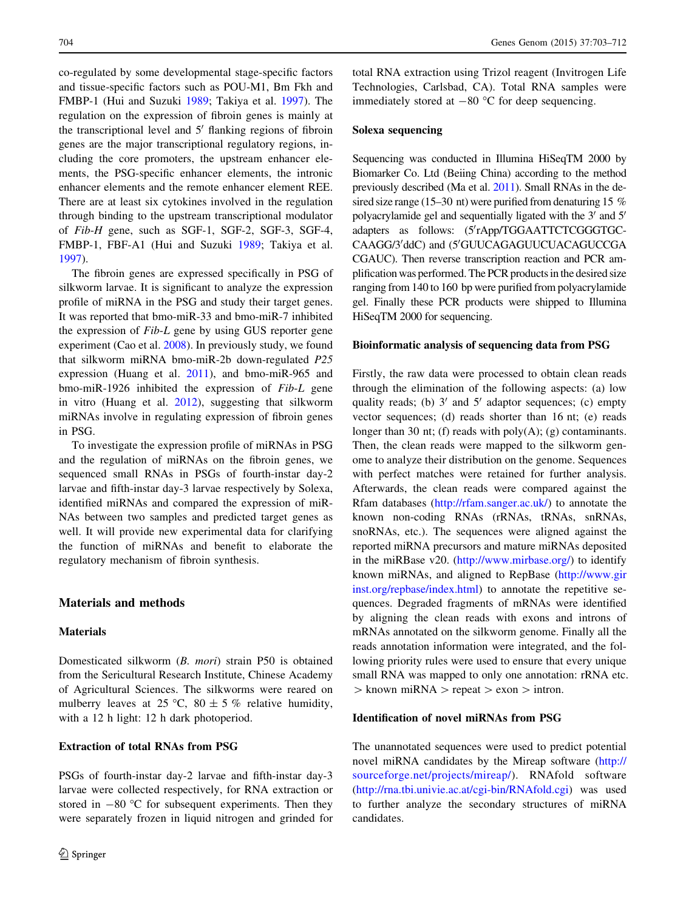co-regulated by some developmental stage-specific factors and tissue-specific factors such as POU-M1, Bm Fkh and FMBP-1 (Hui and Suzuki 1989; Takiya et al. 1997). The regulation on the expression of fibroin genes is mainly at the transcriptional level and 5′ flanking regions of fibroin genes are the major transcriptional regulatory regions, including the core promoters, the upstream enhancer elements, the PSG-specific enhancer elements, the intronic enhancer elements and the remote enhancer element REE. There are at least six cytokines involved in the regulation through binding to the upstream transcriptional modulator of *Fib-H* gene, such as SGF-1, SGF-2, SGF-3, SGF-4, FMBP-1, FBF-A1 (Hui and Suzuki 1989; Takiya et al. 1997).

The fibroin genes are expressed specifically in PSG of silkworm larvae. It is significant to analyze the expression profile of miRNA in the PSG and study their target genes. It was reported that bmo-miR-33 and bmo-miR-7 inhibited the expression of *Fib-L* gene by using GUS reporter gene experiment (Cao et al. 2008). In previously study, we found that silkworm miRNA bmo-miR-2b down-regulated *P25* expression (Huang et al. 2011), and bmo-miR-965 and bmo-miR-1926 inhibited the expression of *Fib-L* gene in vitro (Huang et al. 2012), suggesting that silkworm miRNAs involve in regulating expression of fibroin genes in PSG.

To investigate the expression profile of miRNAs in PSG and the regulation of miRNAs on the fibroin genes, we sequenced small RNAs in PSGs of fourth-instar day-2 larvae and fifth-instar day-3 larvae respectively by Solexa, identified miRNAs and compared the expression of miRNAs between two samples and predicted target genes as well. It will provide new experimental data for clarifying the function of miRNAs and benefit to elaborate the regulatory mechanism of fibroin synthesis.

## Materials and methods

### Materials

Domesticated silkworm (*B. mori*) strain P50 is obtained from the Sericultural Research Institute, Chinese Academy of Agricultural Sciences. The silkworms were reared on mulberry leaves at 25 °C, 80 ± 5 % relative humidity, with a 12 h light: 12 h dark photoperiod.

### Extraction of total RNAs from PSG

PSGs of fourth-instar day-2 larvae and fifth-instar day-3 larvae were collected respectively, for RNA extraction or stored in −80 °C for subsequent experiments. Then they were separately frozen in liquid nitrogen and grinded for total RNA extraction using Trizol reagent (Invitrogen Life Technologies, Carlsbad, CA). Total RNA samples were immediately stored at −80 °C for deep sequencing.

### Solexa sequencing

Sequencing was conducted in Illumina HiSeqTM 2000 by Biomarker Co. Ltd (Beiing China) according to the method previously described (Ma et al. 2011). Small RNAs in the desired size range (15–30 nt) were purified from denaturing 15 % polyacrylamide gel and sequentially ligated with the 3′ and 5′ adapters as follows: (5′rApp/TGGAATTCTCGGGTGCCAAGG/3′ddC) and (5′GUUCAGAGUUCUACAGUCCGACGAUC). Then reverse transcription reaction and PCR amplification was performed. The PCR products in the desired size ranging from 140 to 160 bp were purified from polyacrylamide gel. Finally these PCR products were shipped to Illumina HiSeqTM 2000 for sequencing.

### Bioinformatic analysis of sequencing data from PSG

Firstly, the raw data were processed to obtain clean reads through the elimination of the following aspects: (a) low quality reads; (b) 3′ and 5′ adaptor sequences; (c) empty vector sequences; (d) reads shorter than 16 nt; (e) reads longer than 30 nt; (f) reads with poly(A); (g) contaminants. Then, the clean reads were mapped to the silkworm genome to analyze their distribution on the genome. Sequences with perfect matches were retained for further analysis. Afterwards, the clean reads were compared against the Rfam databases (http://rfam.sanger.ac.uk/) to annotate the known non-coding RNAs (rRNAs, tRNAs, snRNAs, snoRNAs, etc.). The sequences were aligned against the reported miRNA precursors and mature miRNAs deposited in the miRBase v20. (http://www.mirbase.org/) to identify known miRNAs, and aligned to RepBase (http://www.girinst.org/repbase/index.html) to annotate the repetitive sequences. Degraded fragments of mRNAs were identified by aligning the clean reads with exons and introns of mRNAs annotated on the silkworm genome. Finally all the reads annotation information were integrated, and the following priority rules were used to ensure that every unique small RNA was mapped to only one annotation: rRNA etc. > known miRNA > repeat > exon > intron.

### Identification of novel miRNAs from PSG

The unannotated sequences were used to predict potential novel miRNA candidates by the Mireap software (http://sourceforge.net/projects/mireap/). RNAfold software (http://rna.tbi.univie.ac.at/cgi-bin/RNAfold.cgi) was used to further analyze the secondary structures of miRNA candidates.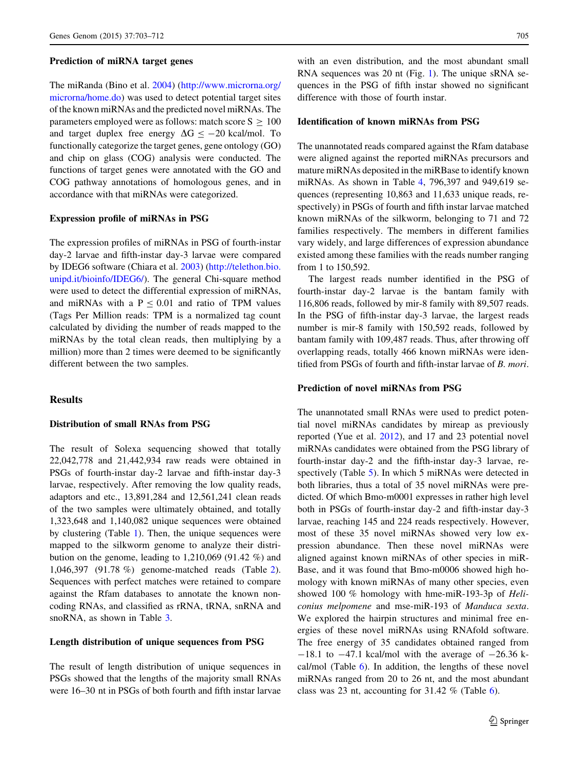### Prediction of miRNA target genes

The miRanda (Bino et al. 2004) (http://www.microrna.org/microrna/home.do) was used to detect potential target sites of the known miRNAs and the predicted novel miRNAs. The parameters employed were as follows: match score $S \geq 100$ and target duplex free energy $\Delta G \leq -20$ kcal/mol. To functionally categorize the target genes, gene ontology (GO) and chip on glass (COG) analysis were conducted. The functions of target genes were annotated with the GO and COG pathway annotations of homologous genes, and in accordance with that miRNAs were categorized.

### Expression profile of miRNAs in PSG

The expression profiles of miRNAs in PSG of fourth-instar day-2 larvae and fifth-instar day-3 larvae were compared by IDEG6 software (Chiara et al. 2003) (http://telethon.bio.unipd.it/bioinfo/IDEG6/). The general Chi-square method were used to detect the differential expression of miRNAs, and miRNAs with a $P \leq 0.01$ and ratio of TPM values (Tags Per Million reads: TPM is a normalized tag count calculated by dividing the number of reads mapped to the miRNAs by the total clean reads, then multiplying by a million) more than 2 times were deemed to be significantly different between the two samples.

## Results

### Distribution of small RNAs from PSG

The result of Solexa sequencing showed that totally 22,042,778 and 21,442,934 raw reads were obtained in PSGs of fourth-instar day-2 larvae and fifth-instar day-3 larvae, respectively. After removing the low quality reads, adaptors and etc., 13,891,284 and 12,561,241 clean reads of the two samples were ultimately obtained, and totally 1,323,648 and 1,140,082 unique sequences were obtained by clustering (Table 1). Then, the unique sequences were mapped to the silkworm genome to analyze their distribution on the genome, leading to 1,210,069 (91.42 %) and 1,046,397 (91.78 %) genome-matched reads (Table 2). Sequences with perfect matches were retained to compare against the Rfam databases to annotate the known non-coding RNAs, and classified as rRNA, tRNA, snRNA and snoRNA, as shown in Table 3.

### Length distribution of unique sequences from PSG

The result of length distribution of unique sequences in PSGs showed that the lengths of the majority small RNAs were 16–30 nt in PSGs of both fourth and fifth instar larvae with an even distribution, and the most abundant small RNA sequences was 20 nt (Fig. 1). The unique sRNA sequences in the PSG of fifth instar showed no significant difference with those of fourth instar.

### Identification of known miRNAs from PSG

The unannotated reads compared against the Rfam database were aligned against the reported miRNAs precursors and mature miRNAs deposited in the miRBase to identify known miRNAs. As shown in Table 4, 796,397 and 949,619 sequences (representing 10,863 and 11,633 unique reads, respectively) in PSGs of fourth and fifth instar larvae matched known miRNAs of the silkworm, belonging to 71 and 72 families respectively. The members in different families vary widely, and large differences of expression abundance existed among these families with the reads number ranging from 1 to 150,592.

The largest reads number identified in the PSG of fourth-instar day-2 larvae is the bantam family with 116,806 reads, followed by mir-8 family with 89,507 reads. In the PSG of fifth-instar day-3 larvae, the largest reads number is mir-8 family with 150,592 reads, followed by bantam family with 109,487 reads. Thus, after throwing off overlapping reads, totally 466 known miRNAs were identified from PSGs of fourth and fifth-instar larvae of *B. mori*.

### Prediction of novel miRNAs from PSG

The unannotated small RNAs were used to predict potential novel miRNAs candidates by mireap as previously reported (Yue et al. 2012), and 17 and 23 potential novel miRNAs candidates were obtained from the PSG library of fourth-instar day-2 and the fifth-instar day-3 larvae, respectively (Table 5). In which 5 miRNAs were detected in both libraries, thus a total of 35 novel miRNAs were predicted. Of which Bmo-m0001 expresses in rather high level both in PSGs of fourth-instar day-2 and fifth-instar day-3 larvae, reaching 145 and 224 reads respectively. However, most of these 35 novel miRNAs showed very low expression abundance. Then these novel miRNAs were aligned against known miRNAs of other species in miRBase, and it was found that Bmo-m0006 showed high homology with known miRNAs of many other species, even showed 100 % homology with hme-miR-193-3p of *Heliconius melpomene* and mse-miR-193 of *Manduca sexta*. We explored the hairpin structures and minimal free energies of these novel miRNAs using RNAfold software. The free energy of 35 candidates obtained ranged from −18.1 to −47.1 kcal/mol with the average of −26.36 kcal/mol (Table 6). In addition, the lengths of these novel miRNAs ranged from 20 to 26 nt, and the most abundant class was 23 nt, accounting for 31.42 % (Table 6).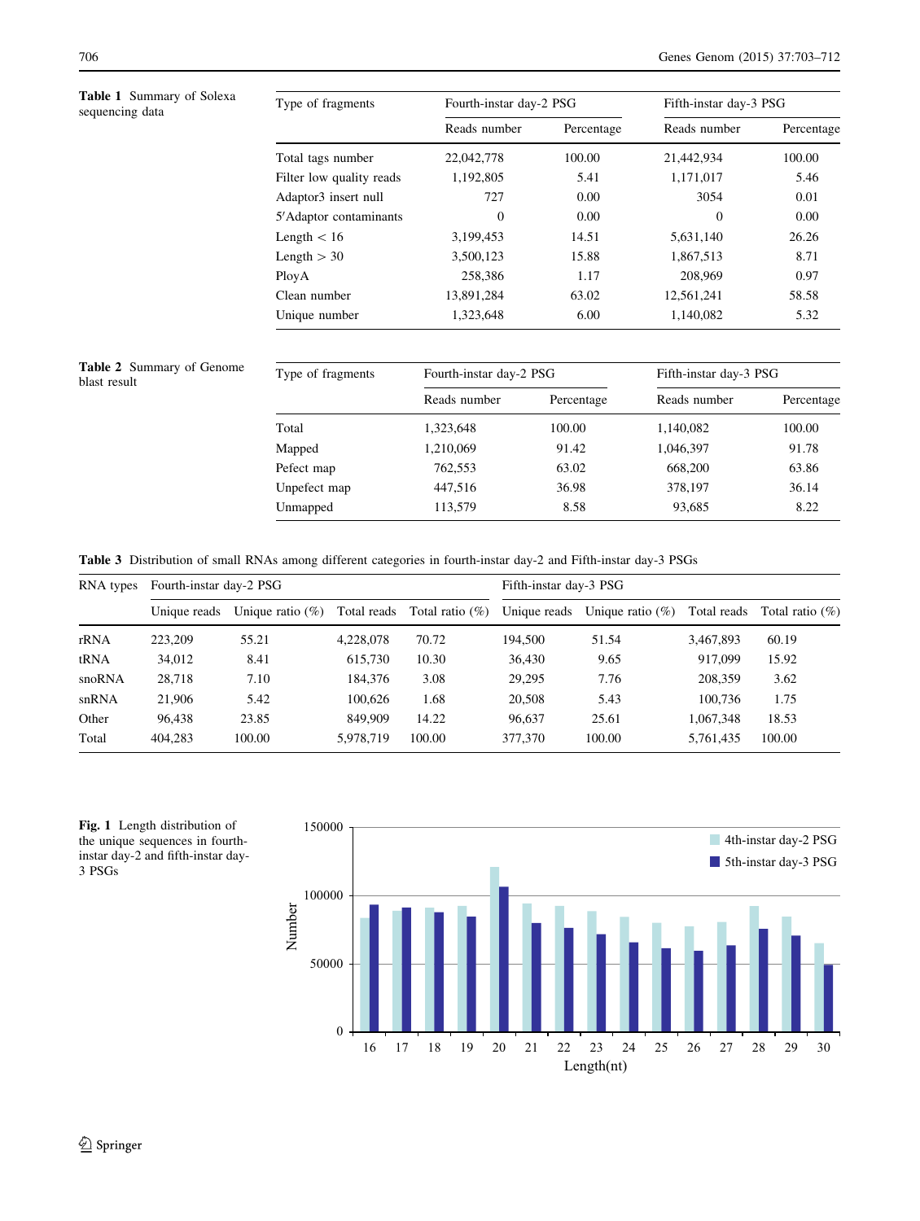**Table 1** Summary of Solexa sequencing data

| Type of fragments | Fourth-instar day-2 PSG | | Fifth-instar day-3 PSG | |
|---|---|---|---|---|
| | Reads number | Percentage | Reads number | Percentage |
| Total tags number | 22,042,778 | 100.00 | 21,442,934 | 100.00 |
| Filter low quality reads | 1,192,805 | 5.41 | 1,171,017 | 5.46 |
| Adaptor3 insert null | 727 | 0.00 | 3054 | 0.01 |
| 5′Adaptor contaminants | 0 | 0.00 | 0 | 0.00 |
| Length < 16 | 3,199,453 | 14.51 | 5,631,140 | 26.26 |
| Length > 30 | 3,500,123 | 15.88 | 1,867,513 | 8.71 |
| PloyA | 258,386 | 1.17 | 208,969 | 0.97 |
| Clean number | 13,891,284 | 63.02 | 12,561,241 | 58.58 |
| Unique number | 1,323,648 | 6.00 | 1,140,082 | 5.32 |

**Table 2** Summary of Genome blast result

| Type of fragments | Fourth-instar day-2 PSG | | Fifth-instar day-3 PSG | |
|---|---|---|---|---|
| | Reads number | Percentage | Reads number | Percentage |
| Total | 1,323,648 | 100.00 | 1,140,082 | 100.00 |
| Mapped | 1,210,069 | 91.42 | 1,046,397 | 91.78 |
| Pefect map | 762,553 | 63.02 | 668,200 | 63.86 |
| Unpefect map | 447,516 | 36.98 | 378,197 | 36.14 |
| Unmapped | 113,579 | 8.58 | 93,685 | 8.22 |

**Table 3** Distribution of small RNAs among different categories in fourth-instar day-2 and Fifth-instar day-3 PSGs

| RNA types | Fourth-instar day-2 PSG | | | | Fifth-instar day-3 PSG | | | |
|---|---|---|---|---|---|---|---|---|
| | Unique reads | Unique ratio (%) | Total reads | Total ratio (%) | Unique reads | Unique ratio (%) | Total reads | Total ratio (%) |
| rRNA | 223,209 | 55.21 | 4,228,078 | 70.72 | 194,500 | 51.54 | 3,467,893 | 60.19 |
| tRNA | 34,012 | 8.41 | 615,730 | 10.30 | 36,430 | 9.65 | 917,099 | 15.92 |
| snoRNA | 28,718 | 7.10 | 184,376 | 3.08 | 29,295 | 7.76 | 208,359 | 3.62 |
| snRNA | 21,906 | 5.42 | 100,626 | 1.68 | 20,508 | 5.43 | 100,736 | 1.75 |
| Other | 96,438 | 23.85 | 849,909 | 14.22 | 96,637 | 25.61 | 1,067,348 | 18.53 |
| Total | 404,283 | 100.00 | 5,978,719 | 100.00 | 377,370 | 100.00 | 5,761,435 | 100.00 |

**Fig. 1** Length distribution of the unique sequences in fourth-instar day-2 and fifth-instar day-3 PSGs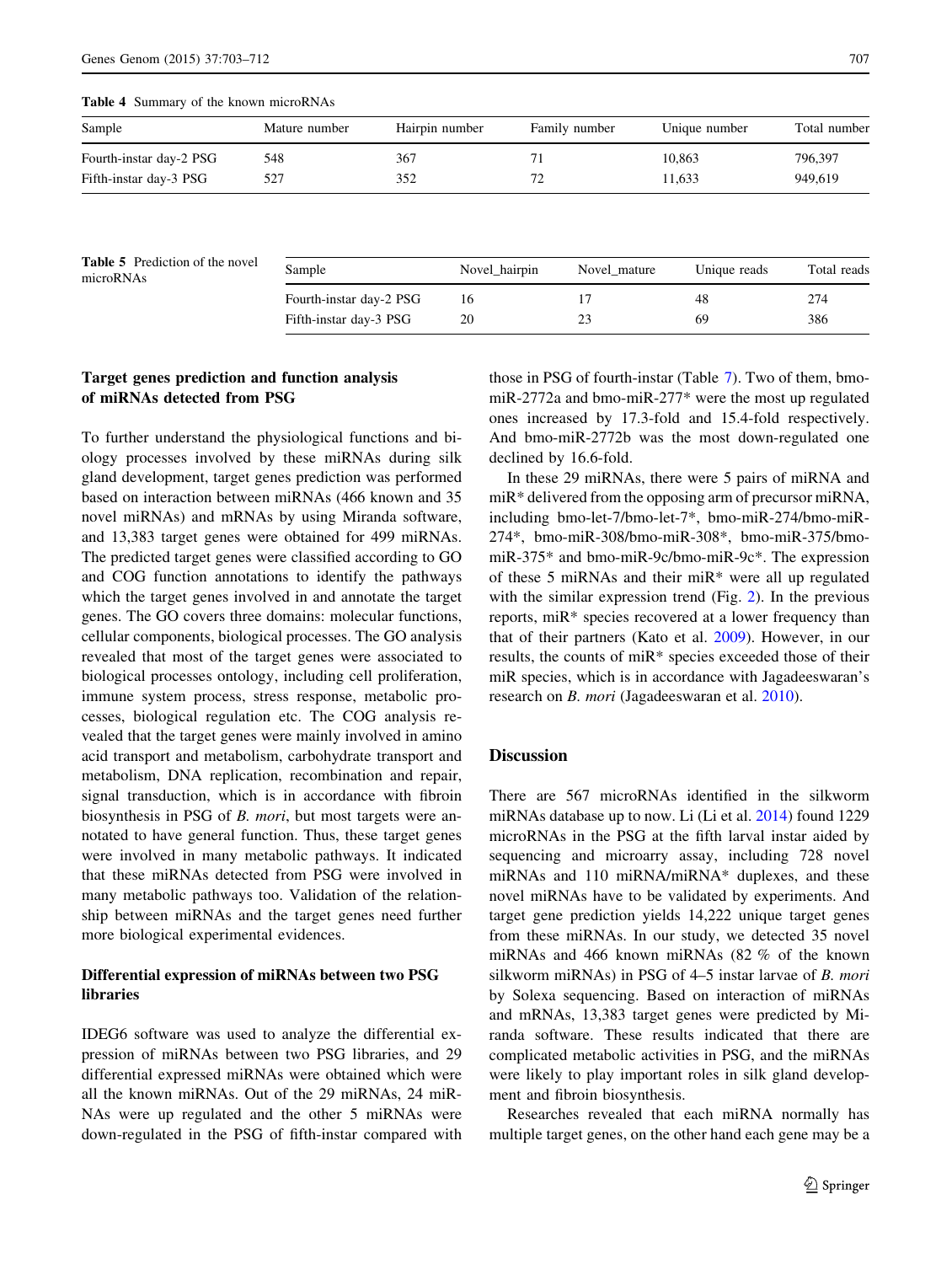**Table 4** Summary of the known microRNAs

| Sample | Mature number | Hairpin number | Family number | Unique number | Total number |
|---|---|---|---|---|---|
| Fourth-instar day-2 PSG | 548 | 367 | 71 | 10,863 | 796,397 |
| Fifth-instar day-3 PSG | 527 | 352 | 72 | 11,633 | 949,619 |

**Table 5** Prediction of the novel microRNAs

| Sample | Novel_hairpin | Novel_mature | Unique reads | Total reads |
|---|---|---|---|---|
| Fourth-instar day-2 PSG | 16 | 17 | 48 | 274 |
| Fifth-instar day-3 PSG | 20 | 23 | 69 | 386 |

### Target genes prediction and function analysis of miRNAs detected from PSG

To further understand the physiological functions and biology processes involved by these miRNAs during silk gland development, target genes prediction was performed based on interaction between miRNAs (466 known and 35 novel miRNAs) and mRNAs by using Miranda software, and 13,383 target genes were obtained for 499 miRNAs. The predicted target genes were classified according to GO and COG function annotations to identify the pathways which the target genes involved in and annotate the target genes. The GO covers three domains: molecular functions, cellular components, biological processes. The GO analysis revealed that most of the target genes were associated to biological processes ontology, including cell proliferation, immune system process, stress response, metabolic processes, biological regulation etc. The COG analysis revealed that the target genes were mainly involved in amino acid transport and metabolism, carbohydrate transport and metabolism, DNA replication, recombination and repair, signal transduction, which is in accordance with fibroin biosynthesis in PSG of *B. mori*, but most targets were annotated to have general function. Thus, these target genes were involved in many metabolic pathways. It indicated that these miRNAs detected from PSG were involved in many metabolic pathways too. Validation of the relationship between miRNAs and the target genes need further more biological experimental evidences.

### Differential expression of miRNAs between two PSG libraries

IDEG6 software was used to analyze the differential expression of miRNAs between two PSG libraries, and 29 differential expressed miRNAs were obtained which were all the known miRNAs. Out of the 29 miRNAs, 24 miRNAs were up regulated and the other 5 miRNAs were down-regulated in the PSG of fifth-instar compared with those in PSG of fourth-instar (Table 7). Two of them, bmo-miR-2772a and bmo-miR-277* were the most up regulated ones increased by 17.3-fold and 15.4-fold respectively. And bmo-miR-2772b was the most down-regulated one declined by 16.6-fold.

In these 29 miRNAs, there were 5 pairs of miRNA and miR* delivered from the opposing arm of precursor miRNA, including bmo-let-7/bmo-let-7*, bmo-miR-274/bmo-miR-274*, bmo-miR-308/bmo-miR-308*, bmo-miR-375/bmo-miR-375* and bmo-miR-9c/bmo-miR-9c*. The expression of these 5 miRNAs and their miR* were all up regulated with the similar expression trend (Fig. 2). In the previous reports, miR* species recovered at a lower frequency than that of their partners (Kato et al. 2009). However, in our results, the counts of miR* species exceeded those of their miR species, which is in accordance with Jagadeeswaran's research on *B. mori* (Jagadeeswaran et al. 2010).

## Discussion

There are 567 microRNAs identified in the silkworm miRNAs database up to now. Li (Li et al. 2014) found 1229 microRNAs in the PSG at the fifth larval instar aided by sequencing and microarry assay, including 728 novel miRNAs and 110 miRNA/miRNA* duplexes, and these novel miRNAs have to be validated by experiments. And target gene prediction yields 14,222 unique target genes from these miRNAs. In our study, we detected 35 novel miRNAs and 466 known miRNAs (82 % of the known silkworm miRNAs) in PSG of 4–5 instar larvae of *B. mori* by Solexa sequencing. Based on interaction of miRNAs and mRNAs, 13,383 target genes were predicted by Miranda software. These results indicated that there are complicated metabolic activities in PSG, and the miRNAs were likely to play important roles in silk gland development and fibroin biosynthesis.

Researches revealed that each miRNA normally has multiple target genes, on the other hand each gene may be a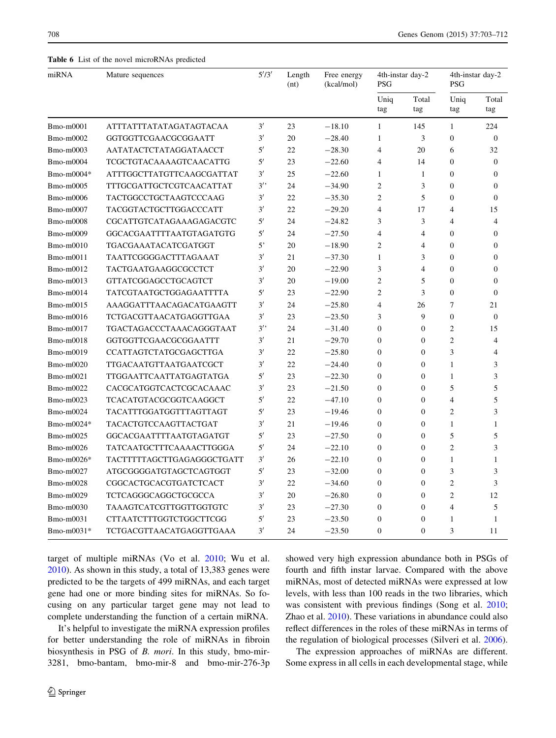**Table 6** List of the novel microRNAs predicted

| miRNA | Mature sequences | 5′/3′ | Length (nt) | Free energy (kcal/mol) | 4th-instar day-2 PSG | | 4th-instar day-2 PSG | |
|---|---|---|---|---|---|---|---|---|
| | | | | | Uniq tag | Total tag | Uniq tag | Total tag |
| Bmo-m0001 | ATTTATTTATATAGATAGTACAA | 3′ | 23 | −18.10 | 1 | 145 | 1 | 224 |
| Bmo-m0002 | GGTGGTTCGAACGCGGAATT | 3′ | 20 | −28.40 | 1 | 3 | 0 | 0 |
| Bmo-m0003 | AATATACTCTATAGGATAACCT | 5′ | 22 | −28.30 | 4 | 20 | 6 | 32 |
| Bmo-m0004 | TCGCTGTACAAAAGTCAACATTG | 5′ | 23 | −22.60 | 4 | 14 | 0 | 0 |
| Bmo-m0004* | ATTTGGCTTATGTTCAAGCGATTAT | 3′ | 25 | −22.60 | 1 | 1 | 0 | 0 |
| Bmo-m0005 | TTTGCGATTGCTCGTCAACATTAT | 3′’ | 24 | −34.90 | 2 | 3 | 0 | 0 |
| Bmo-m0006 | TACTGGCCTGCTAAGTCCCAAG | 3′ | 22 | −35.30 | 2 | 5 | 0 | 0 |
| Bmo-m0007 | TACGGTACTGCTTGGACCCATT | 3′ | 22 | −29.20 | 4 | 17 | 4 | 15 |
| Bmo-m0008 | CGCATTGTCATAGAAAGAGACGTC | 5′ | 24 | −24.82 | 3 | 3 | 4 | 4 |
| Bmo-m0009 | GGCACGAATTTTAATGTAGATGTG | 5′ | 24 | −27.50 | 4 | 4 | 0 | 0 |
| Bmo-m0010 | TGACGAAATACATCGATGGT | 5’ | 20 | −18.90 | 2 | 4 | 0 | 0 |
| Bmo-m0011 | TAATTCGGGGACTTTAGAAAT | 3′ | 21 | −37.30 | 1 | 3 | 0 | 0 |
| Bmo-m0012 | TACTGAATGAAGGCGCCTCT | 3′ | 20 | −22.90 | 3 | 4 | 0 | 0 |
| Bmo-m0013 | GTTATCGGAGCCTGCAGTCT | 3′ | 20 | −19.00 | 2 | 5 | 0 | 0 |
| Bmo-m0014 | TATCGTAATGCTGGAGAATTTTA | 5′ | 23 | −22.90 | 2 | 3 | 0 | 0 |
| Bmo-m0015 | AAAGGATTTAACAGACATGAAGTT | 3′ | 24 | −25.80 | 4 | 26 | 7 | 21 |
| Bmo-m0016 | TCTGACGTTAACATGAGGTTGAA | 3′ | 23 | −23.50 | 3 | 9 | 0 | 0 |
| Bmo-m0017 | TGACTAGACCCTAAACAGGGTAAT | 3′’ | 24 | −31.40 | 0 | 0 | 2 | 15 |
| Bmo-m0018 | GGTGGTTCGAACGCGGAATTT | 3′ | 21 | −29.70 | 0 | 0 | 2 | 4 |
| Bmo-m0019 | CCATTAGTCTATGCGAGCTTGA | 3′ | 22 | −25.80 | 0 | 0 | 3 | 4 |
| Bmo-m0020 | TTGACAATGTTAATGAATCGCT | 3′ | 22 | −24.40 | 0 | 0 | 1 | 3 |
| Bmo-m0021 | TTGGAATTCAATTATGAGTATGA | 5′ | 23 | −22.30 | 0 | 0 | 1 | 3 |
| Bmo-m0022 | CACGCATGGTCACTCGCACAAAC | 3′ | 23 | −21.50 | 0 | 0 | 5 | 5 |
| Bmo-m0023 | TCACATGTACGCGGTCAAGGCT | 5′ | 22 | −47.10 | 0 | 0 | 4 | 5 |
| Bmo-m0024 | TACATTTGGATGGTTTAGTTAGT | 5′ | 23 | −19.46 | 0 | 0 | 2 | 3 |
| Bmo-m0024* | TACACTGTCCAAGTTACTGAT | 3′ | 21 | −19.46 | 0 | 0 | 1 | 1 |
| Bmo-m0025 | GGCACGAATTTTAATGTAGATGT | 5′ | 23 | −27.50 | 0 | 0 | 5 | 5 |
| Bmo-m0026 | TATCAATGCTTTCAAAACTTGGGA | 5′ | 24 | −22.10 | 0 | 0 | 2 | 3 |
| Bmo-m0026* | TACTTTTTAGCTTGAGAGGGCTGATT | 3′ | 26 | −22.10 | 0 | 0 | 1 | 1 |
| Bmo-m0027 | ATGCGGGGATGTAGCTCAGTGGT | 5′ | 23 | −32.00 | 0 | 0 | 3 | 3 |
| Bmo-m0028 | CGGCACTGCACGTGATCTCACT | 3′ | 22 | −34.60 | 0 | 0 | 2 | 3 |
| Bmo-m0029 | TCTCAGGGCAGGCTGCGCCA | 3′ | 20 | −26.80 | 0 | 0 | 2 | 12 |
| Bmo-m0030 | TAAAGTCATCGTTGGTTGGTGTC | 3′ | 23 | −27.30 | 0 | 0 | 4 | 5 |
| Bmo-m0031 | CTTAATCTTTGGTCTGGCTTCGG | 5′ | 23 | −23.50 | 0 | 0 | 1 | 1 |
| Bmo-m0031* | TCTGACGTTAACATGAGGTTGAAA | 3′ | 24 | −23.50 | 0 | 0 | 3 | 11 |

target of multiple miRNAs (Vo et al. 2010; Wu et al. 2010). As shown in this study, a total of 13,383 genes were predicted to be the targets of 499 miRNAs, and each target gene had one or more binding sites for miRNAs. So focusing on any particular target gene may not lead to complete understanding the function of a certain miRNA.

It's helpful to investigate the miRNA expression profiles for better understanding the role of miRNAs in fibroin biosynthesis in PSG of *B. mori*. In this study, bmo-mir-3281, bmo-bantam, bmo-mir-8 and bmo-mir-276-3p showed very high expression abundance both in PSGs of fourth and fifth instar larvae. Compared with the above miRNAs, most of detected miRNAs were expressed at low levels, with less than 100 reads in the two libraries, which was consistent with previous findings (Song et al. 2010; Zhao et al. 2010). These variations in abundance could also reflect differences in the roles of these miRNAs in terms of the regulation of biological processes (Silveri et al. 2006).

The expression approaches of miRNAs are different. Some express in all cells in each developmental stage, while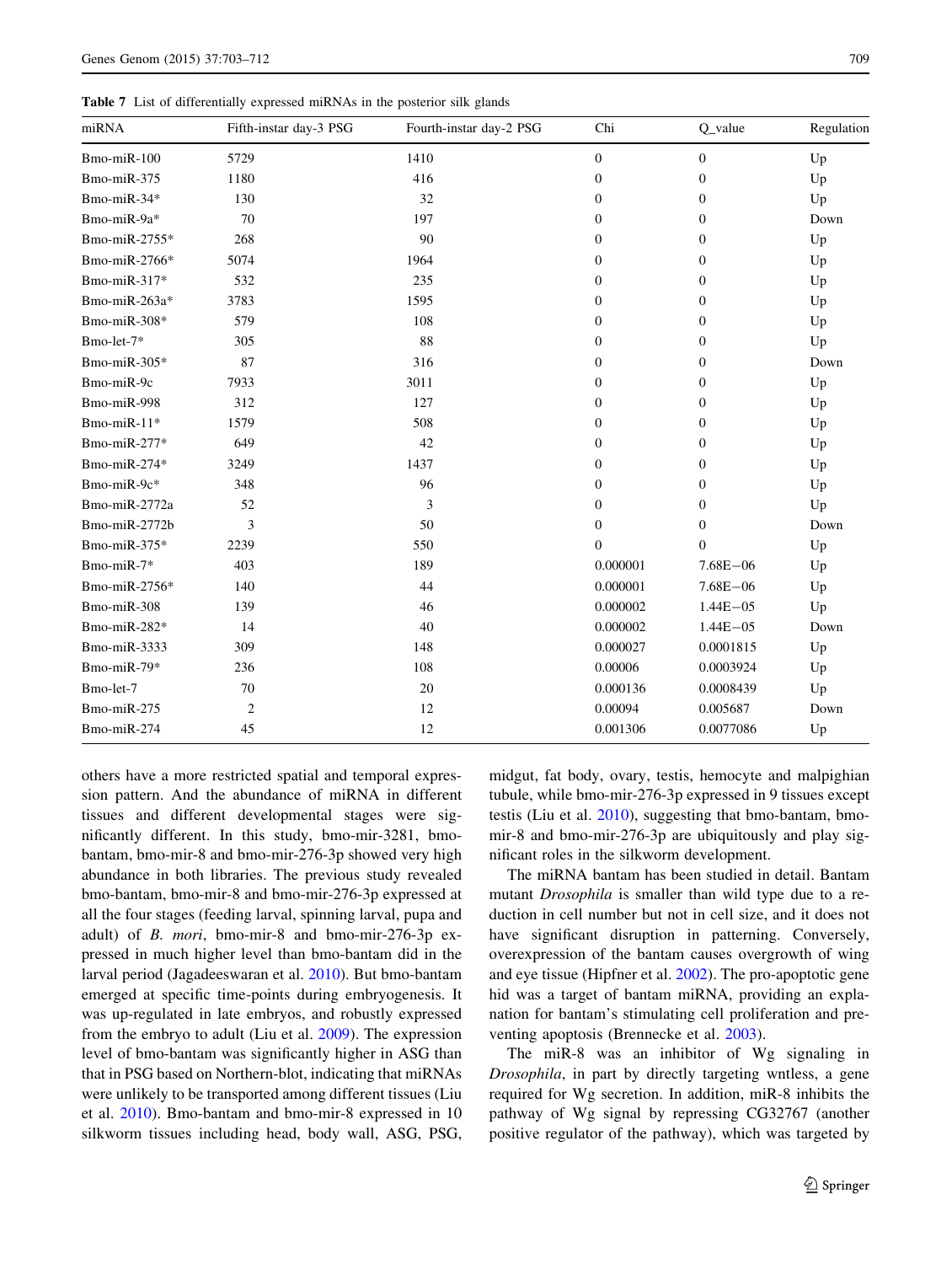**Table 7** List of differentially expressed miRNAs in the posterior silk glands

| miRNA | Fifth-instar day-3 PSG | Fourth-instar day-2 PSG | Chi | Q_value | Regulation |
|---|---|---|---|---|---|
| Bmo-miR-100 | 5729 | 1410 | 0 | 0 | Up |
| Bmo-miR-375 | 1180 | 416 | 0 | 0 | Up |
| Bmo-miR-34* | 130 | 32 | 0 | 0 | Up |
| Bmo-miR-9a* | 70 | 197 | 0 | 0 | Down |
| Bmo-miR-2755* | 268 | 90 | 0 | 0 | Up |
| Bmo-miR-2766* | 5074 | 1964 | 0 | 0 | Up |
| Bmo-miR-317* | 532 | 235 | 0 | 0 | Up |
| Bmo-miR-263a* | 3783 | 1595 | 0 | 0 | Up |
| Bmo-miR-308* | 579 | 108 | 0 | 0 | Up |
| Bmo-let-7* | 305 | 88 | 0 | 0 | Up |
| Bmo-miR-305* | 87 | 316 | 0 | 0 | Down |
| Bmo-miR-9c | 7933 | 3011 | 0 | 0 | Up |
| Bmo-miR-998 | 312 | 127 | 0 | 0 | Up |
| Bmo-miR-11* | 1579 | 508 | 0 | 0 | Up |
| Bmo-miR-277* | 649 | 42 | 0 | 0 | Up |
| Bmo-miR-274* | 3249 | 1437 | 0 | 0 | Up |
| Bmo-miR-9c* | 348 | 96 | 0 | 0 | Up |
| Bmo-miR-2772a | 52 | 3 | 0 | 0 | Up |
| Bmo-miR-2772b | 3 | 50 | 0 | 0 | Down |
| Bmo-miR-375* | 2239 | 550 | 0 | 0 | Up |
| Bmo-miR-7* | 403 | 189 | 0.000001 | 7.68E−06 | Up |
| Bmo-miR-2756* | 140 | 44 | 0.000001 | 7.68E−06 | Up |
| Bmo-miR-308 | 139 | 46 | 0.000002 | 1.44E−05 | Up |
| Bmo-miR-282* | 14 | 40 | 0.000002 | 1.44E−05 | Down |
| Bmo-miR-3333 | 309 | 148 | 0.000027 | 0.0001815 | Up |
| Bmo-miR-79* | 236 | 108 | 0.00006 | 0.0003924 | Up |
| Bmo-let-7 | 70 | 20 | 0.000136 | 0.0008439 | Up |
| Bmo-miR-275 | 2 | 12 | 0.00094 | 0.005687 | Down |
| Bmo-miR-274 | 45 | 12 | 0.001306 | 0.0077086 | Up |

others have a more restricted spatial and temporal expression pattern. And the abundance of miRNA in different tissues and different developmental stages were significantly different. In this study, bmo-mir-3281, bmo-bantam, bmo-mir-8 and bmo-mir-276-3p showed very high abundance in both libraries. The previous study revealed bmo-bantam, bmo-mir-8 and bmo-mir-276-3p expressed at all the four stages (feeding larval, spinning larval, pupa and adult) of *B. mori*, bmo-mir-8 and bmo-mir-276-3p expressed in much higher level than bmo-bantam did in the larval period (Jagadeeswaran et al. 2010). But bmo-bantam emerged at specific time-points during embryogenesis. It was up-regulated in late embryos, and robustly expressed from the embryo to adult (Liu et al. 2009). The expression level of bmo-bantam was significantly higher in ASG than that in PSG based on Northern-blot, indicating that miRNAs were unlikely to be transported among different tissues (Liu et al. 2010). Bmo-bantam and bmo-mir-8 expressed in 10 silkworm tissues including head, body wall, ASG, PSG, midgut, fat body, ovary, testis, hemocyte and malpighian tubule, while bmo-mir-276-3p expressed in 9 tissues except testis (Liu et al. 2010), suggesting that bmo-bantam, bmo-mir-8 and bmo-mir-276-3p are ubiquitously and play significant roles in the silkworm development.

The miRNA bantam has been studied in detail. Bantam mutant *Drosophila* is smaller than wild type due to a reduction in cell number but not in cell size, and it does not have significant disruption in patterning. Conversely, overexpression of the bantam causes overgrowth of wing and eye tissue (Hipfner et al. 2002). The pro-apoptotic gene hid was a target of bantam miRNA, providing an explanation for bantam's stimulating cell proliferation and preventing apoptosis (Brennecke et al. 2003).

The miR-8 was an inhibitor of Wg signaling in *Drosophila*, in part by directly targeting wntless, a gene required for Wg secretion. In addition, miR-8 inhibits the pathway of Wg signal by repressing CG32767 (another positive regulator of the pathway), which was targeted by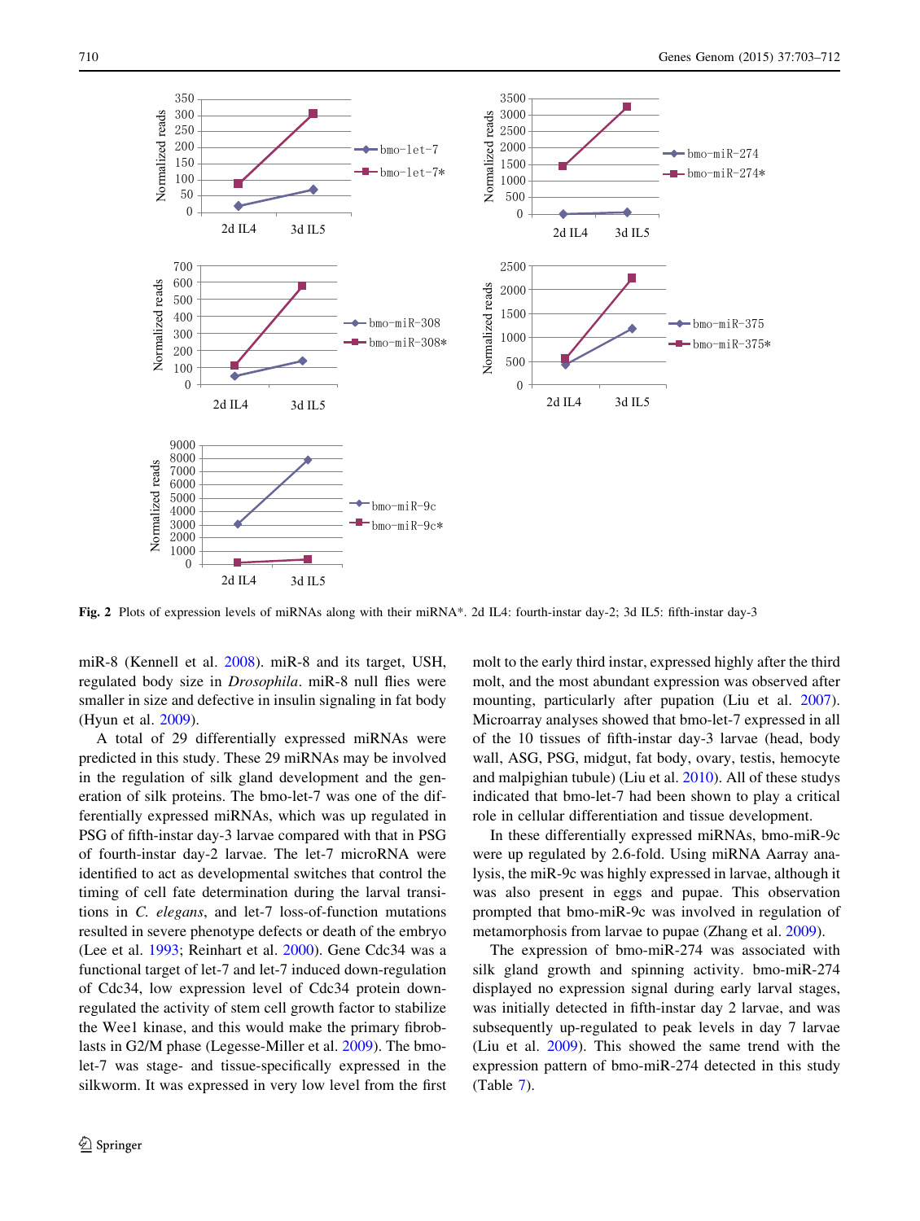**Fig. 2** Plots of expression levels of miRNAs along with their miRNA*. 2d IL4: fourth-instar day-2; 3d IL5: fifth-instar day-3

miR-8 (Kennell et al. 2008). miR-8 and its target, USH, regulated body size in *Drosophila*. miR-8 null flies were smaller in size and defective in insulin signaling in fat body (Hyun et al. 2009).

A total of 29 differentially expressed miRNAs were predicted in this study. These 29 miRNAs may be involved in the regulation of silk gland development and the generation of silk proteins. The bmo-let-7 was one of the differentially expressed miRNAs, which was up regulated in PSG of fifth-instar day-3 larvae compared with that in PSG of fourth-instar day-2 larvae. The let-7 microRNA were identified to act as developmental switches that control the timing of cell fate determination during the larval transitions in *C. elegans*, and let-7 loss-of-function mutations resulted in severe phenotype defects or death of the embryo (Lee et al. 1993; Reinhart et al. 2000). Gene Cdc34 was a functional target of let-7 and let-7 induced down-regulation of Cdc34, low expression level of Cdc34 protein down-regulated the activity of stem cell growth factor to stabilize the Wee1 kinase, and this would make the primary fibroblasts in G2/M phase (Legesse-Miller et al. 2009). The bmo-let-7 was stage- and tissue-specifically expressed in the silkworm. It was expressed in very low level from the first molt to the early third instar, expressed highly after the third molt, and the most abundant expression was observed after mounting, particularly after pupation (Liu et al. 2007). Microarray analyses showed that bmo-let-7 expressed in all of the 10 tissues of fifth-instar day-3 larvae (head, body wall, ASG, PSG, midgut, fat body, ovary, testis, hemocyte and malpighian tubule) (Liu et al. 2010). All of these studys indicated that bmo-let-7 had been shown to play a critical role in cellular differentiation and tissue development.

In these differentially expressed miRNAs, bmo-miR-9c were up regulated by 2.6-fold. Using miRNA Aarray analysis, the miR-9c was highly expressed in larvae, although it was also present in eggs and pupae. This observation prompted that bmo-miR-9c was involved in regulation of metamorphosis from larvae to pupae (Zhang et al. 2009).

The expression of bmo-miR-274 was associated with silk gland growth and spinning activity. bmo-miR-274 displayed no expression signal during early larval stages, was initially detected in fifth-instar day 2 larvae, and was subsequently up-regulated to peak levels in day 7 larvae (Liu et al. 2009). This showed the same trend with the expression pattern of bmo-miR-274 detected in this study (Table 7).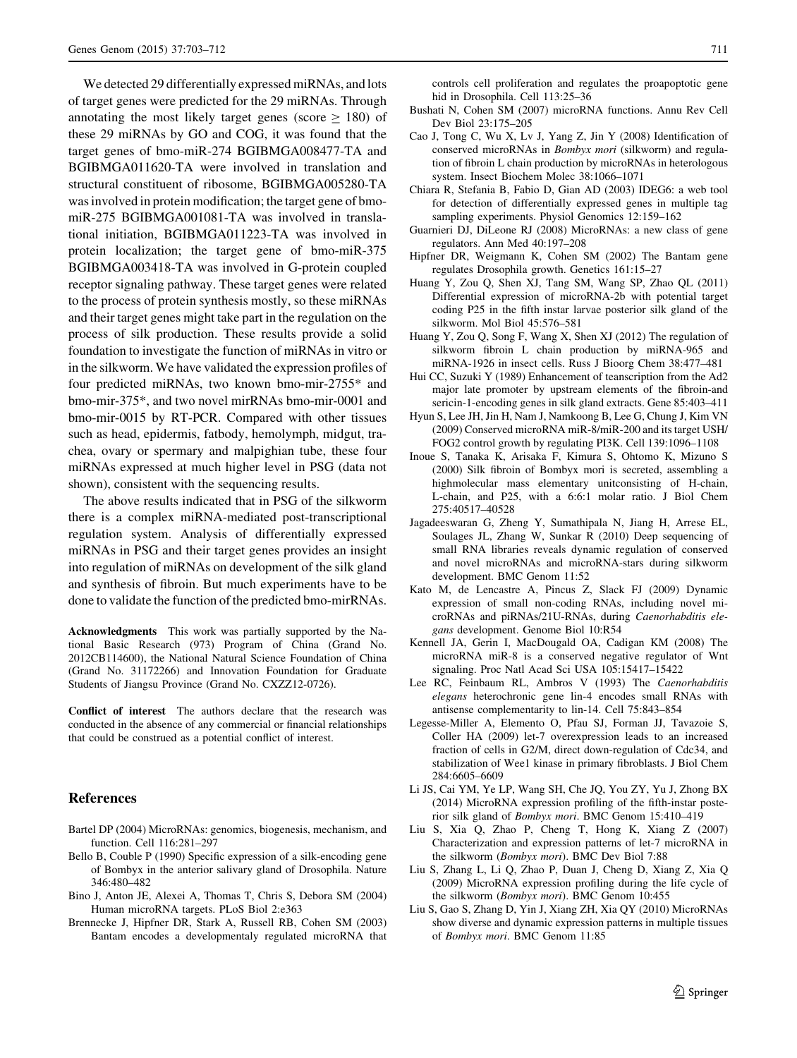We detected 29 differentially expressed miRNAs, and lots of target genes were predicted for the 29 miRNAs. Through annotating the most likely target genes (score $\geq$ 180) of these 29 miRNAs by GO and COG, it was found that the target genes of bmo-miR-274 BGIBMGA008477-TA and BGIBMGA011620-TA were involved in translation and structural constituent of ribosome, BGIBMGA005280-TA was involved in protein modification; the target gene of bmo-miR-275 BGIBMGA001081-TA was involved in translational initiation, BGIBMGA011223-TA was involved in protein localization; the target gene of bmo-miR-375 BGIBMGA003418-TA was involved in G-protein coupled receptor signaling pathway. These target genes were related to the process of protein synthesis mostly, so these miRNAs and their target genes might take part in the regulation on the process of silk production. These results provide a solid foundation to investigate the function of miRNAs in vitro or in the silkworm. We have validated the expression profiles of four predicted miRNAs, two known bmo-mir-2755* and bmo-mir-375*, and two novel mirRNAs bmo-mir-0001 and bmo-mir-0015 by RT-PCR. Compared with other tissues such as head, epidermis, fatbody, hemolymph, midgut, trachea, ovary or spermary and malpighian tube, these four miRNAs expressed at much higher level in PSG (data not shown), consistent with the sequencing results.

The above results indicated that in PSG of the silkworm there is a complex miRNA-mediated post-transcriptional regulation system. Analysis of differentially expressed miRNAs in PSG and their target genes provides an insight into regulation of miRNAs on development of the silk gland and synthesis of fibroin. But much experiments have to be done to validate the function of the predicted bmo-mirRNAs.

**Acknowledgments** This work was partially supported by the National Basic Research (973) Program of China (Grand No. 2012CB114600), the National Natural Science Foundation of China (Grand No. 31172266) and Innovation Foundation for Graduate Students of Jiangsu Province (Grand No. CXZZ12-0726).

**Conflict of interest** The authors declare that the research was conducted in the absence of any commercial or financial relationships that could be construed as a potential conflict of interest.

## References

Bartel DP (2004) MicroRNAs: genomics, biogenesis, mechanism, and function. Cell 116:281–297

Bello B, Couble P (1990) Specific expression of a silk-encoding gene of Bombyx in the anterior salivary gland of Drosophila. Nature 346:480–482

Bino J, Anton JE, Alexei A, Thomas T, Chris S, Debora SM (2004) Human microRNA targets. PLoS Biol 2:e363

Brennecke J, Hipfner DR, Stark A, Russell RB, Cohen SM (2003) Bantam encodes a developmentaly regulated microRNA that controls cell proliferation and regulates the proapoptotic gene hid in Drosophila. Cell 113:25–36

Bushati N, Cohen SM (2007) microRNA functions. Annu Rev Cell Dev Biol 23:175–205

Cao J, Tong C, Wu X, Lv J, Yang Z, Jin Y (2008) Identification of conserved microRNAs in *Bombyx mori* (silkworm) and regulation of fibroin L chain production by microRNAs in heterologous system. Insect Biochem Molec 38:1066–1071

Chiara R, Stefania B, Fabio D, Gian AD (2003) IDEG6: a web tool for detection of differentially expressed genes in multiple tag sampling experiments. Physiol Genomics 12:159–162

Guarnieri DJ, DiLeone RJ (2008) MicroRNAs: a new class of gene regulators. Ann Med 40:197–208

Hipfner DR, Weigmann K, Cohen SM (2002) The Bantam gene regulates Drosophila growth. Genetics 161:15–27

Huang Y, Zou Q, Shen XJ, Tang SM, Wang SP, Zhao QL (2011) Differential expression of microRNA-2b with potential target coding P25 in the fifth instar larvae posterior silk gland of the silkworm. Mol Biol 45:576–581

Huang Y, Zou Q, Song F, Wang X, Shen XJ (2012) The regulation of silkworm fibroin L chain production by miRNA-965 and miRNA-1926 in insect cells. Russ J Bioorg Chem 38:477–481

Hui CC, Suzuki Y (1989) Enhancement of teanscription from the Ad2 major late promoter by upstream elements of the fibroin-and sericin-1-encoding genes in silk gland extracts. Gene 85:403–411

Hyun S, Lee JH, Jin H, Nam J, Namkoong B, Lee G, Chung J, Kim VN (2009) Conserved microRNA miR-8/miR-200 and its target USH/FOG2 control growth by regulating PI3K. Cell 139:1096–1108

Inoue S, Tanaka K, Arisaka F, Kimura S, Ohtomo K, Mizuno S (2000) Silk fibroin of Bombyx mori is secreted, assembling a highmolecular mass elementary unitconsisting of H-chain, L-chain, and P25, with a 6:6:1 molar ratio. J Biol Chem 275:40517–40528

Jagadeeswaran G, Zheng Y, Sumathipala N, Jiang H, Arrese EL, Soulages JL, Zhang W, Sunkar R (2010) Deep sequencing of small RNA libraries reveals dynamic regulation of conserved and novel microRNAs and microRNA-stars during silkworm development. BMC Genom 11:52

Kato M, de Lencastre A, Pincus Z, Slack FJ (2009) Dynamic expression of small non-coding RNAs, including novel microRNAs and piRNAs/21U-RNAs, during *Caenorhabditis elegans* development. Genome Biol 10:R54

Kennell JA, Gerin I, MacDougald OA, Cadigan KM (2008) The microRNA miR-8 is a conserved negative regulator of Wnt signaling. Proc Natl Acad Sci USA 105:15417–15422

Lee RC, Feinbaum RL, Ambros V (1993) The *Caenorhabditis elegans* heterochronic gene lin-4 encodes small RNAs with antisense complementarity to lin-14. Cell 75:843–854

Legesse-Miller A, Elemento O, Pfau SJ, Forman JJ, Tavazoie S, Coller HA (2009) let-7 overexpression leads to an increased fraction of cells in G2/M, direct down-regulation of Cdc34, and stabilization of Wee1 kinase in primary fibroblasts. J Biol Chem 284:6605–6609

Li JS, Cai YM, Ye LP, Wang SH, Che JQ, You ZY, Yu J, Zhong BX (2014) MicroRNA expression profiling of the fifth-instar posterior silk gland of *Bombyx mori*. BMC Genom 15:410–419

Liu S, Xia Q, Zhao P, Cheng T, Hong K, Xiang Z (2007) Characterization and expression patterns of let-7 microRNA in the silkworm (*Bombyx mori*). BMC Dev Biol 7:88

Liu S, Zhang L, Li Q, Zhao P, Duan J, Cheng D, Xiang Z, Xia Q (2009) MicroRNA expression profiling during the life cycle of the silkworm (*Bombyx mori*). BMC Genom 10:455

Liu S, Gao S, Zhang D, Yin J, Xiang ZH, Xia QY (2010) MicroRNAs show diverse and dynamic expression patterns in multiple tissues of *Bombyx mori*. BMC Genom 11:85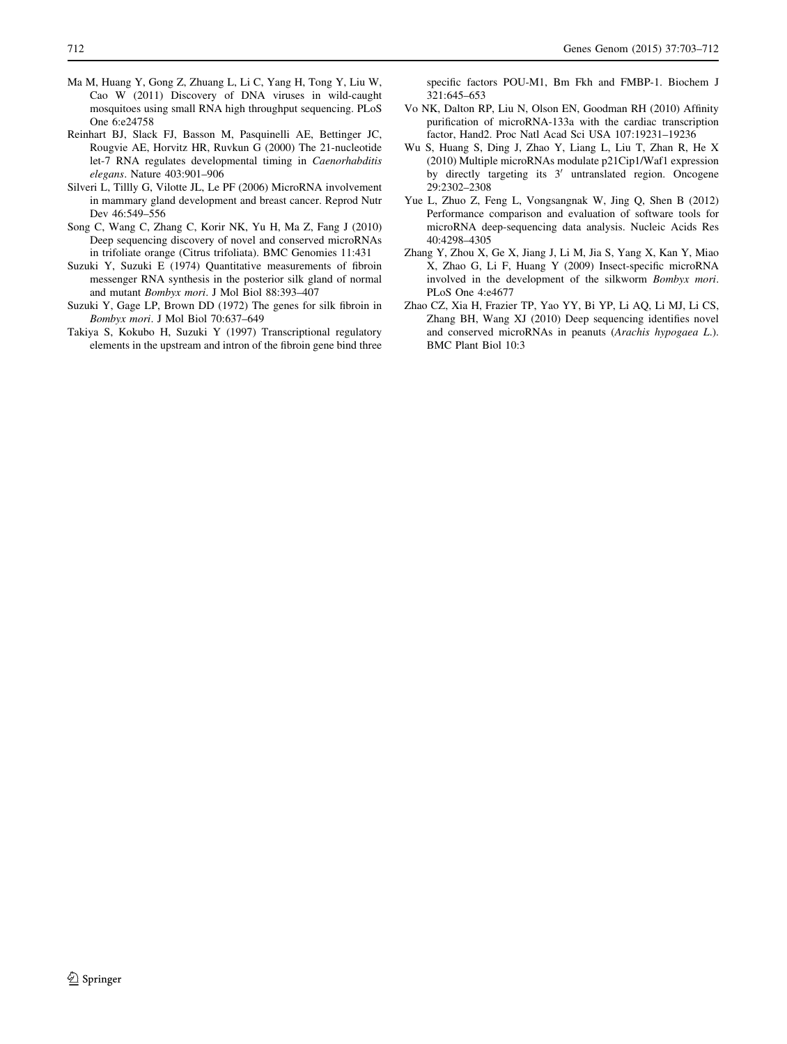Ma M, Huang Y, Gong Z, Zhuang L, Li C, Yang H, Tong Y, Liu W, Cao W (2011) Discovery of DNA viruses in wild-caught mosquitoes using small RNA high throughput sequencing. PLoS One 6:e24758

Reinhart BJ, Slack FJ, Basson M, Pasquinelli AE, Bettinger JC, Rougvie AE, Horvitz HR, Ruvkun G (2000) The 21-nucleotide let-7 RNA regulates developmental timing in *Caenorhabditis elegans*. Nature 403:901–906

Silveri L, Tillly G, Vilotte JL, Le PF (2006) MicroRNA involvement in mammary gland development and breast cancer. Reprod Nutr Dev 46:549–556

Song C, Wang C, Zhang C, Korir NK, Yu H, Ma Z, Fang J (2010) Deep sequencing discovery of novel and conserved microRNAs in trifoliate orange (Citrus trifoliata). BMC Genomies 11:431

Suzuki Y, Suzuki E (1974) Quantitative measurements of fibroin messenger RNA synthesis in the posterior silk gland of normal and mutant *Bombyx mori*. J Mol Biol 88:393–407

Suzuki Y, Gage LP, Brown DD (1972) The genes for silk fibroin in *Bombyx mori*. J Mol Biol 70:637–649

Takiya S, Kokubo H, Suzuki Y (1997) Transcriptional regulatory elements in the upstream and intron of the fibroin gene bind three specific factors POU-M1, Bm Fkh and FMBP-1. Biochem J 321:645–653

Vo NK, Dalton RP, Liu N, Olson EN, Goodman RH (2010) Affinity purification of microRNA-133a with the cardiac transcription factor, Hand2. Proc Natl Acad Sci USA 107:19231–19236

Wu S, Huang S, Ding J, Zhao Y, Liang L, Liu T, Zhan R, He X (2010) Multiple microRNAs modulate p21Cip1/Waf1 expression by directly targeting its 3′ untranslated region. Oncogene 29:2302–2308

Yue L, Zhuo Z, Feng L, Vongsangnak W, Jing Q, Shen B (2012) Performance comparison and evaluation of software tools for microRNA deep-sequencing data analysis. Nucleic Acids Res 40:4298–4305

Zhang Y, Zhou X, Ge X, Jiang J, Li M, Jia S, Yang X, Kan Y, Miao X, Zhao G, Li F, Huang Y (2009) Insect-specific microRNA involved in the development of the silkworm *Bombyx mori*. PLoS One 4:e4677

Zhao CZ, Xia H, Frazier TP, Yao YY, Bi YP, Li AQ, Li MJ, Li CS, Zhang BH, Wang XJ (2010) Deep sequencing identifies novel and conserved microRNAs in peanuts (*Arachis hypogaea L.*). BMC Plant Biol 10:3